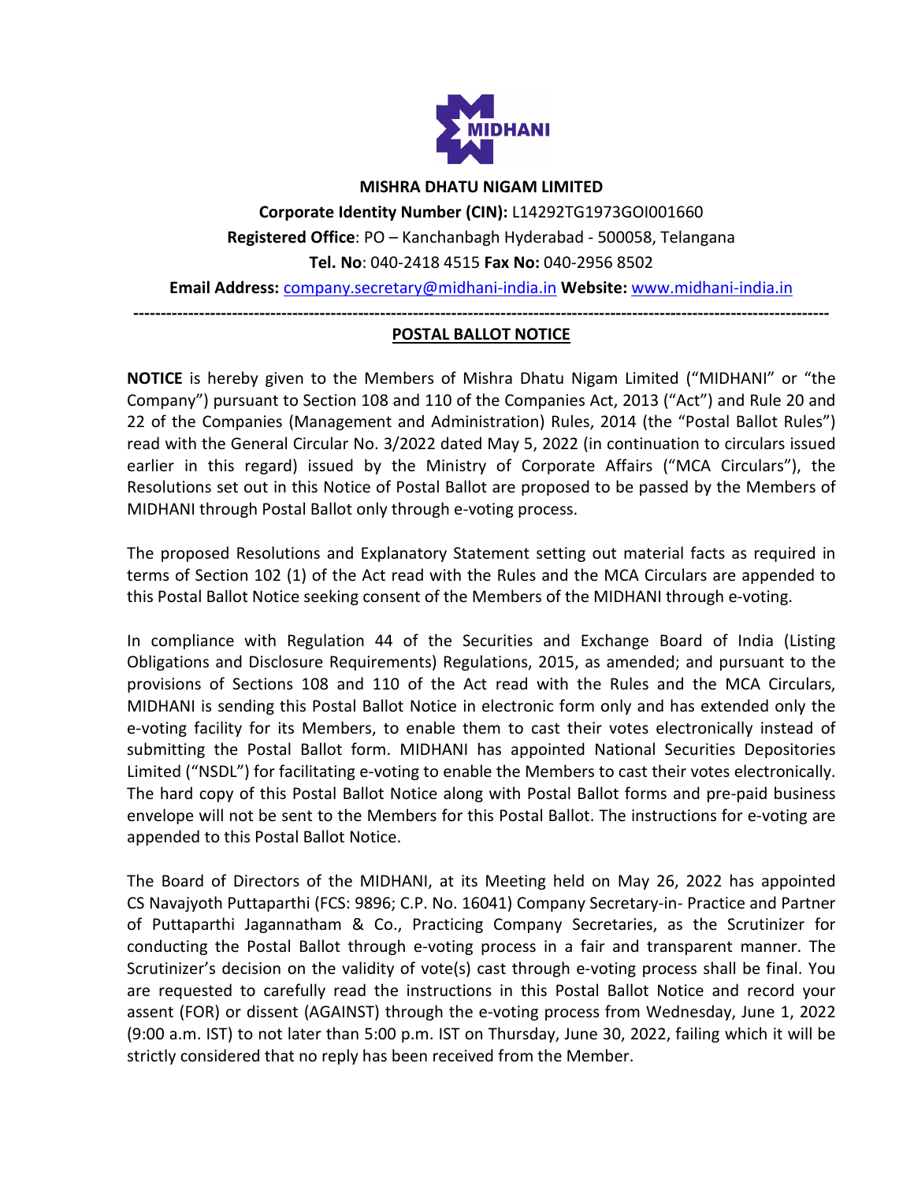**MISHRA DHATU NIGAM LIMITED**

**Corporate Identity Number (CIN):** L14292TG1973GOI001660

**Registered Office**: PO – Kanchanbagh Hyderabad - 500058, Telangana

**Tel. No**: 040-2418 4515 **Fax No:** 040-2956 8502

**Email Address:** company.secretary@midhani-india.in **Website:** www.midhani-india.in

---

## POSTAL BALLOT NOTICE

**NOTICE** is hereby given to the Members of Mishra Dhatu Nigam Limited ("MIDHANI" or "the Company") pursuant to Section 108 and 110 of the Companies Act, 2013 ("Act") and Rule 20 and 22 of the Companies (Management and Administration) Rules, 2014 (the "Postal Ballot Rules") read with the General Circular No. 3/2022 dated May 5, 2022 (in continuation to circulars issued earlier in this regard) issued by the Ministry of Corporate Affairs ("MCA Circulars"), the Resolutions set out in this Notice of Postal Ballot are proposed to be passed by the Members of MIDHANI through Postal Ballot only through e-voting process.

The proposed Resolutions and Explanatory Statement setting out material facts as required in terms of Section 102 (1) of the Act read with the Rules and the MCA Circulars are appended to this Postal Ballot Notice seeking consent of the Members of the MIDHANI through e-voting.

In compliance with Regulation 44 of the Securities and Exchange Board of India (Listing Obligations and Disclosure Requirements) Regulations, 2015, as amended; and pursuant to the provisions of Sections 108 and 110 of the Act read with the Rules and the MCA Circulars, MIDHANI is sending this Postal Ballot Notice in electronic form only and has extended only the e-voting facility for its Members, to enable them to cast their votes electronically instead of submitting the Postal Ballot form. MIDHANI has appointed National Securities Depositories Limited ("NSDL") for facilitating e-voting to enable the Members to cast their votes electronically. The hard copy of this Postal Ballot Notice along with Postal Ballot forms and pre-paid business envelope will not be sent to the Members for this Postal Ballot. The instructions for e-voting are appended to this Postal Ballot Notice.

The Board of Directors of the MIDHANI, at its Meeting held on May 26, 2022 has appointed CS Navajyoth Puttaparthi (FCS: 9896; C.P. No. 16041) Company Secretary-in- Practice and Partner of Puttaparthi Jagannatham & Co., Practicing Company Secretaries, as the Scrutinizer for conducting the Postal Ballot through e-voting process in a fair and transparent manner. The Scrutinizer's decision on the validity of vote(s) cast through e-voting process shall be final. You are requested to carefully read the instructions in this Postal Ballot Notice and record your assent (FOR) or dissent (AGAINST) through the e-voting process from Wednesday, June 1, 2022 (9:00 a.m. IST) to not later than 5:00 p.m. IST on Thursday, June 30, 2022, failing which it will be strictly considered that no reply has been received from the Member.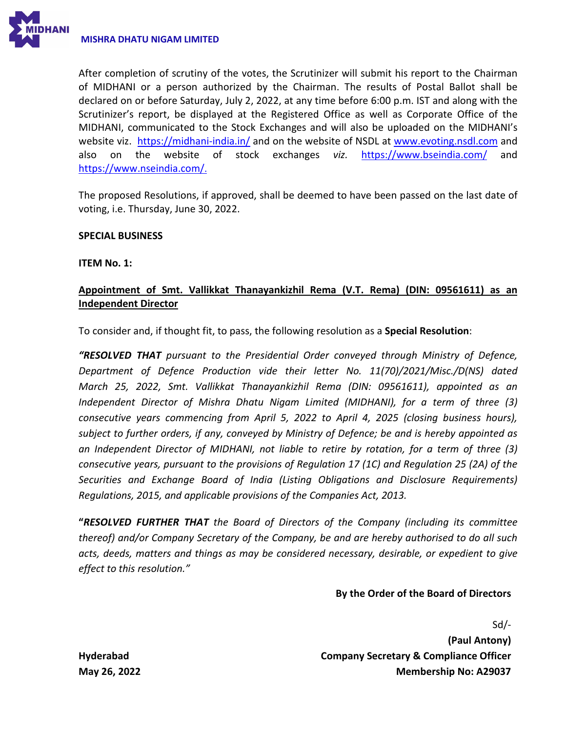After completion of scrutiny of the votes, the Scrutinizer will submit his report to the Chairman of MIDHANI or a person authorized by the Chairman. The results of Postal Ballot shall be declared on or before Saturday, July 2, 2022, at any time before 6:00 p.m. IST and along with the Scrutinizer's report, be displayed at the Registered Office as well as Corporate Office of the MIDHANI, communicated to the Stock Exchanges and will also be uploaded on the MIDHANI's website viz. https://midhani-india.in/ and on the website of NSDL at www.evoting.nsdl.com and also on the website of stock exchanges *viz.* https://www.bseindia.com/ and https://www.nseindia.com/.

The proposed Resolutions, if approved, shall be deemed to have been passed on the last date of voting, i.e. Thursday, June 30, 2022.

**SPECIAL BUSINESS**

**ITEM No. 1:**

**Appointment of Smt. Vallikkat Thanayankizhil Rema (V.T. Rema) (DIN: 09561611) as an Independent Director**

To consider and, if thought fit, to pass, the following resolution as a **Special Resolution**:

***"RESOLVED THAT** pursuant to the Presidential Order conveyed through Ministry of Defence, Department of Defence Production vide their letter No. 11(70)/2021/Misc./D(NS) dated March 25, 2022, Smt. Vallikkat Thanayankizhil Rema (DIN: 09561611), appointed as an Independent Director of Mishra Dhatu Nigam Limited (MIDHANI), for a term of three (3) consecutive years commencing from April 5, 2022 to April 4, 2025 (closing business hours), subject to further orders, if any, conveyed by Ministry of Defence; be and is hereby appointed as an Independent Director of MIDHANI, not liable to retire by rotation, for a term of three (3) consecutive years, pursuant to the provisions of Regulation 17 (1C) and Regulation 25 (2A) of the Securities and Exchange Board of India (Listing Obligations and Disclosure Requirements) Regulations, 2015, and applicable provisions of the Companies Act, 2013.*

**"*RESOLVED FURTHER THAT*** *the Board of Directors of the Company (including its committee thereof) and/or Company Secretary of the Company, be and are hereby authorised to do all such acts, deeds, matters and things as may be considered necessary, desirable, or expedient to give effect to this resolution."*

**By the Order of the Board of Directors**

Sd/-

**(Paul Antony)**

**Company Secretary & Compliance Officer**

**Membership No: A29037**

**Hyderabad**

**May 26, 2022**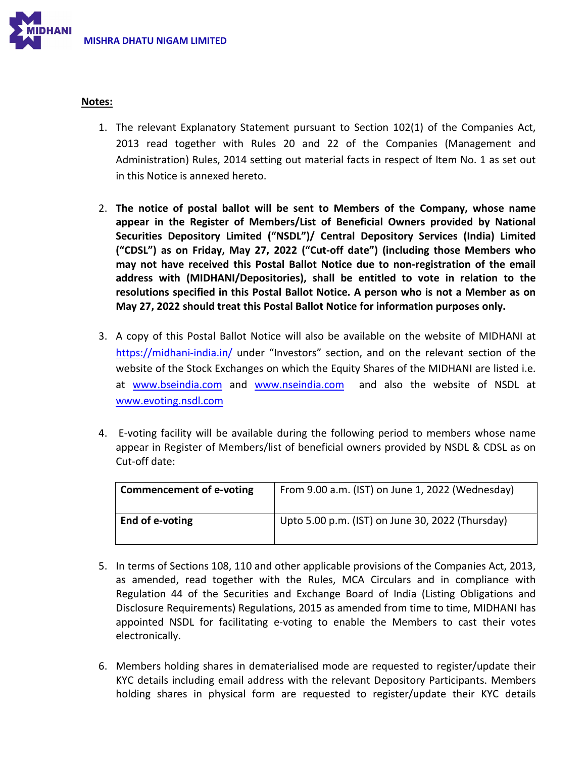**Notes:**

1. The relevant Explanatory Statement pursuant to Section 102(1) of the Companies Act, 2013 read together with Rules 20 and 22 of the Companies (Management and Administration) Rules, 2014 setting out material facts in respect of Item No. 1 as set out in this Notice is annexed hereto.

2. **The notice of postal ballot will be sent to Members of the Company, whose name appear in the Register of Members/List of Beneficial Owners provided by National Securities Depository Limited ("NSDL")/ Central Depository Services (India) Limited ("CDSL") as on Friday, May 27, 2022 ("Cut-off date") (including those Members who may not have received this Postal Ballot Notice due to non-registration of the email address with (MIDHANI/Depositories), shall be entitled to vote in relation to the resolutions specified in this Postal Ballot Notice. A person who is not a Member as on May 27, 2022 should treat this Postal Ballot Notice for information purposes only.**

3. A copy of this Postal Ballot Notice will also be available on the website of MIDHANI at https://midhani-india.in/ under "Investors" section, and on the relevant section of the website of the Stock Exchanges on which the Equity Shares of the MIDHANI are listed i.e. at www.bseindia.com and www.nseindia.com and also the website of NSDL at www.evoting.nsdl.com

4. E-voting facility will be available during the following period to members whose name appear in Register of Members/list of beneficial owners provided by NSDL & CDSL as on Cut-off date:

| **Commencement of e-voting** | From 9.00 a.m. (IST) on June 1, 2022 (Wednesday) |
|---|---|
| **End of e-voting** | Upto 5.00 p.m. (IST) on June 30, 2022 (Thursday) |

5. In terms of Sections 108, 110 and other applicable provisions of the Companies Act, 2013, as amended, read together with the Rules, MCA Circulars and in compliance with Regulation 44 of the Securities and Exchange Board of India (Listing Obligations and Disclosure Requirements) Regulations, 2015 as amended from time to time, MIDHANI has appointed NSDL for facilitating e-voting to enable the Members to cast their votes electronically.

6. Members holding shares in dematerialised mode are requested to register/update their KYC details including email address with the relevant Depository Participants. Members holding shares in physical form are requested to register/update their KYC details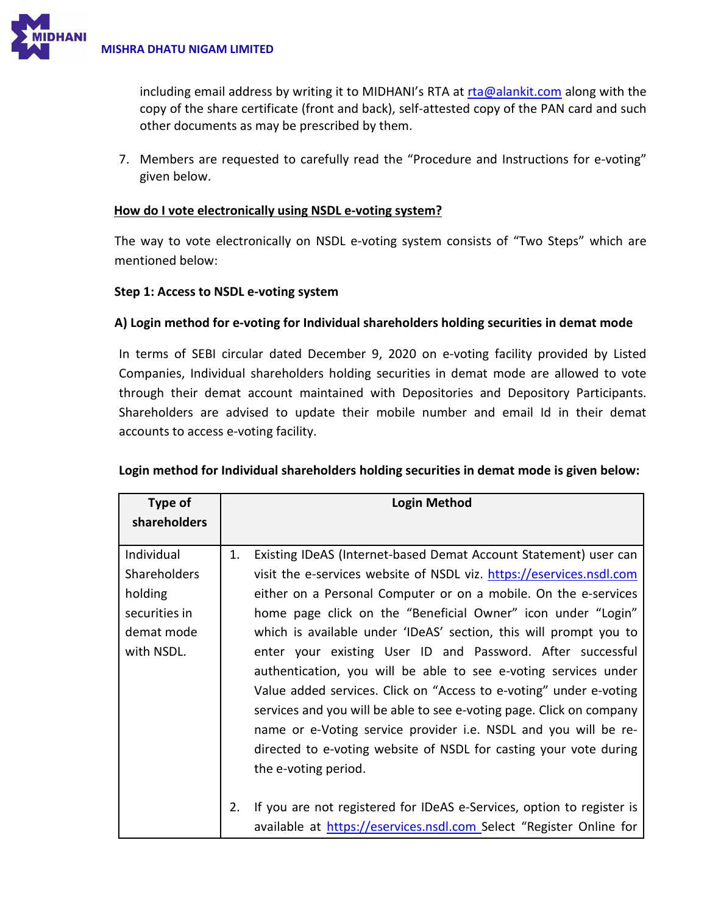including email address by writing it to MIDHANI's RTA at rta@alankit.com along with the copy of the share certificate (front and back), self-attested copy of the PAN card and such other documents as may be prescribed by them.

7. Members are requested to carefully read the "Procedure and Instructions for e-voting" given below.

**How do I vote electronically using NSDL e-voting system?**

The way to vote electronically on NSDL e-voting system consists of "Two Steps" which are mentioned below:

**Step 1: Access to NSDL e-voting system**

**A) Login method for e-voting for Individual shareholders holding securities in demat mode**

In terms of SEBI circular dated December 9, 2020 on e-voting facility provided by Listed Companies, Individual shareholders holding securities in demat mode are allowed to vote through their demat account maintained with Depositories and Depository Participants. Shareholders are advised to update their mobile number and email Id in their demat accounts to access e-voting facility.

**Login method for Individual shareholders holding securities in demat mode is given below:**

| Type of shareholders | Login Method |
|---|---|
| Individual Shareholders holding securities in demat mode with NSDL. | 1. Existing IDeAS (Internet-based Demat Account Statement) user can visit the e-services website of NSDL viz. https://eservices.nsdl.com either on a Personal Computer or on a mobile. On the e-services home page click on the "Beneficial Owner" icon under "Login" which is available under 'IDeAS' section, this will prompt you to enter your existing User ID and Password. After successful authentication, you will be able to see e-voting services under Value added services. Click on "Access to e-voting" under e-voting services and you will be able to see e-voting page. Click on company name or e-Voting service provider i.e. NSDL and you will be re-directed to e-voting website of NSDL for casting your vote during the e-voting period.<br><br>2. If you are not registered for IDeAS e-Services, option to register is available at https://eservices.nsdl.com Select "Register Online for |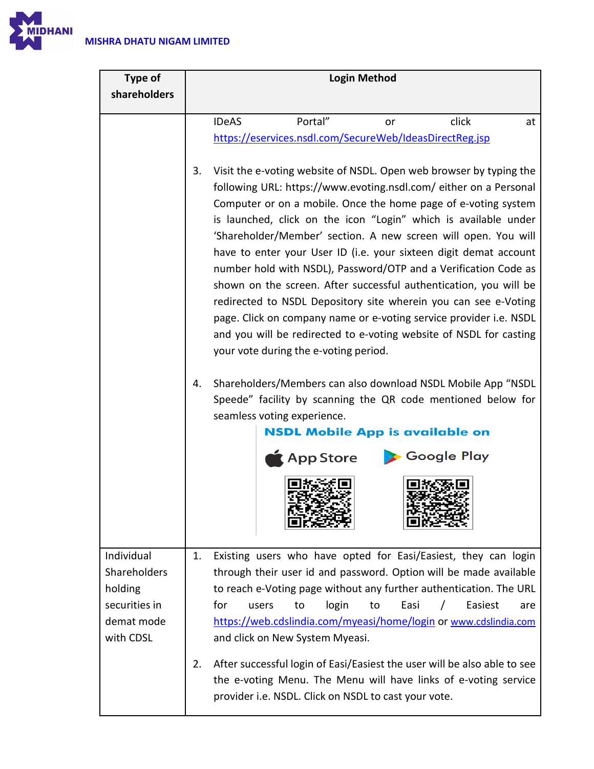| Type of shareholders | Login Method |
| --- | --- |
| | IDeAS Portal" or click at https://eservices.nsdl.com/SecureWeb/IdeasDirectReg.jsp<br><br>3. Visit the e-voting website of NSDL. Open web browser by typing the following URL: https://www.evoting.nsdl.com/ either on a Personal Computer or on a mobile. Once the home page of e-voting system is launched, click on the icon "Login" which is available under 'Shareholder/Member' section. A new screen will open. You will have to enter your User ID (i.e. your sixteen digit demat account number hold with NSDL), Password/OTP and a Verification Code as shown on the screen. After successful authentication, you will be redirected to NSDL Depository site wherein you can see e-Voting page. Click on company name or e-voting service provider i.e. NSDL and you will be redirected to e-voting website of NSDL for casting your vote during the e-voting period.<br><br>4. Shareholders/Members can also download NSDL Mobile App "NSDL Speede" facility by scanning the QR code mentioned below for seamless voting experience.<br><br>NSDL Mobile App is available on<br>App Store Google Play |
| Individual Shareholders holding securities in demat mode with CDSL | 1. Existing users who have opted for Easi/Easiest, they can login through their user id and password. Option will be made available to reach e-Voting page without any further authentication. The URL for users to login to Easi / Easiest are https://web.cdslindia.com/myeasi/home/login or www.cdslindia.com and click on New System Myeasi.<br><br>2. After successful login of Easi/Easiest the user will be also able to see the e-voting Menu. The Menu will have links of e-voting service provider i.e. NSDL. Click on NSDL to cast your vote. |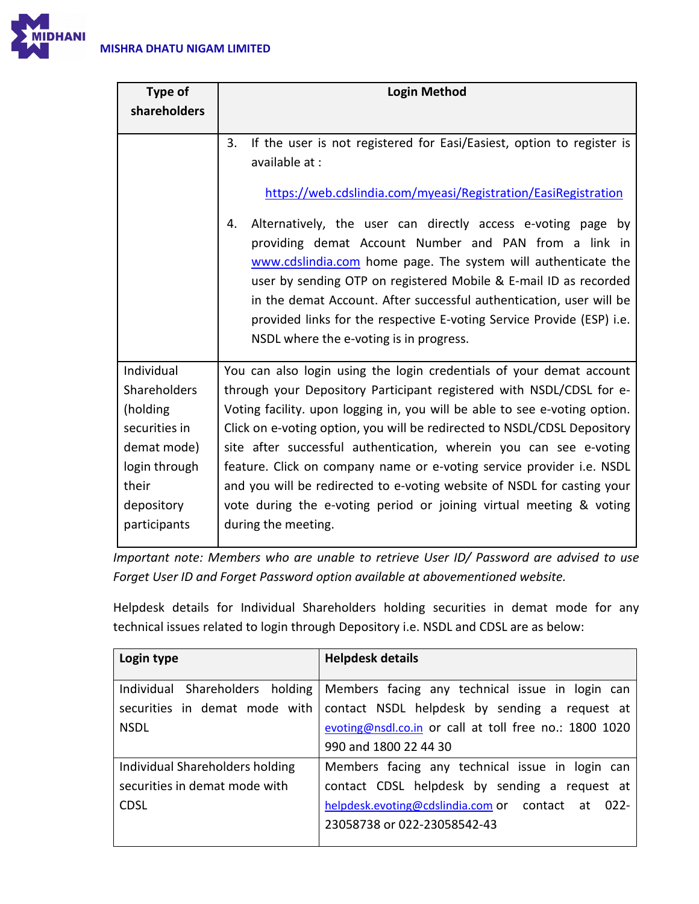| Type of shareholders | Login Method |
|---|---|
| | 3. If the user is not registered for Easi/Easiest, option to register is available at : https://web.cdslindia.com/myeasi/Registration/EasiRegistration<br>4. Alternatively, the user can directly access e-voting page by providing demat Account Number and PAN from a link in www.cdslindia.com home page. The system will authenticate the user by sending OTP on registered Mobile & E-mail ID as recorded in the demat Account. After successful authentication, user will be provided links for the respective E-voting Service Provide (ESP) i.e. NSDL where the e-voting is in progress. |
| Individual Shareholders (holding securities in demat mode) login through their depository participants | You can also login using the login credentials of your demat account through your Depository Participant registered with NSDL/CDSL for e-Voting facility. upon logging in, you will be able to see e-voting option. Click on e-voting option, you will be redirected to NSDL/CDSL Depository site after successful authentication, wherein you can see e-voting feature. Click on company name or e-voting service provider i.e. NSDL and you will be redirected to e-voting website of NSDL for casting your vote during the e-voting period or joining virtual meeting & voting during the meeting. |

*Important note: Members who are unable to retrieve User ID/ Password are advised to use Forget User ID and Forget Password option available at abovementioned website.*

Helpdesk details for Individual Shareholders holding securities in demat mode for any technical issues related to login through Depository i.e. NSDL and CDSL are as below:

| Login type | Helpdesk details |
|---|---|
| Individual Shareholders holding securities in demat mode with NSDL | Members facing any technical issue in login can contact NSDL helpdesk by sending a request at evoting@nsdl.co.in or call at toll free no.: 1800 1020 990 and 1800 22 44 30 |
| Individual Shareholders holding securities in demat mode with CDSL | Members facing any technical issue in login can contact CDSL helpdesk by sending a request at helpdesk.evoting@cdslindia.com or contact at 022-23058738 or 022-23058542-43 |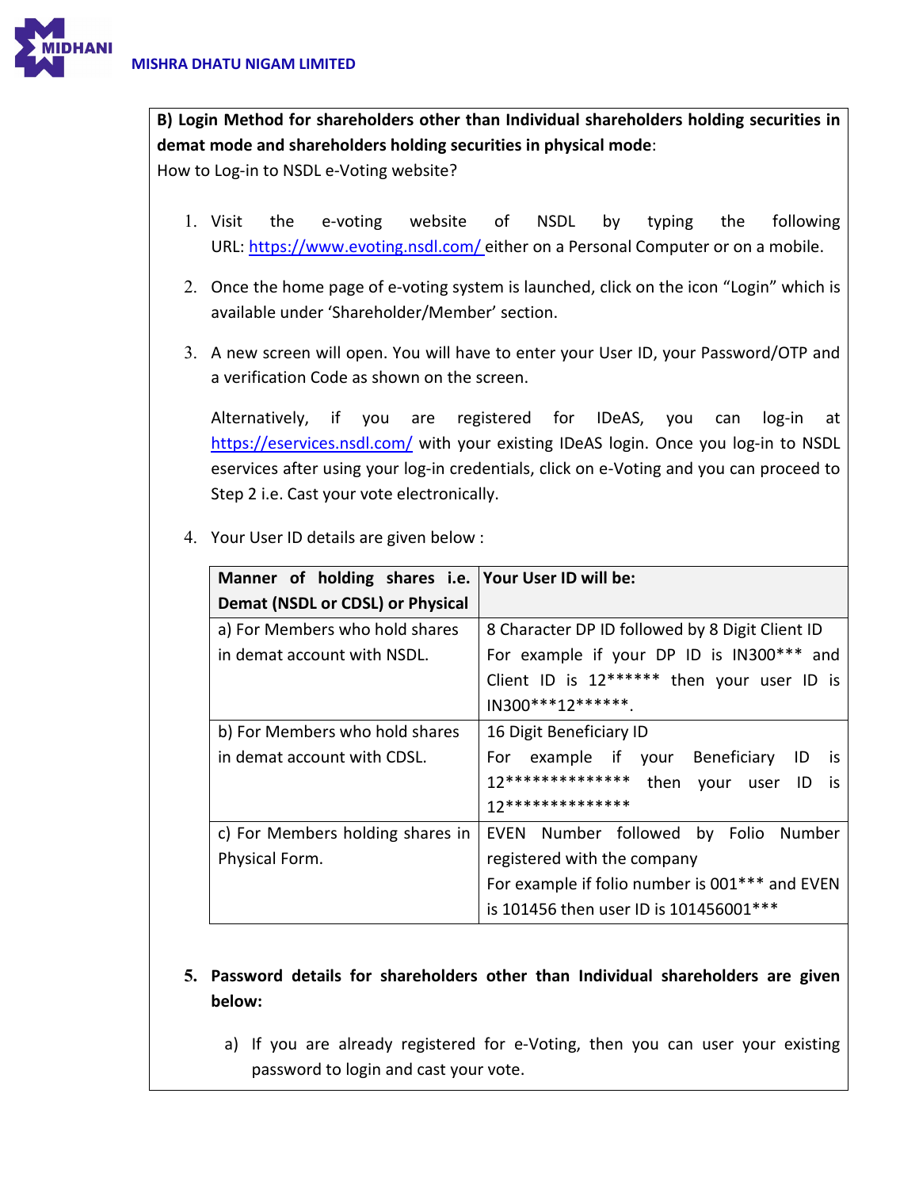**B) Login Method for shareholders other than Individual shareholders holding securities in demat mode and shareholders holding securities in physical mode**:

How to Log-in to NSDL e-Voting website?

1. Visit the e-voting website of NSDL by typing the following URL: https://www.evoting.nsdl.com/ either on a Personal Computer or on a mobile.

2. Once the home page of e-voting system is launched, click on the icon "Login" which is available under 'Shareholder/Member' section.

3. A new screen will open. You will have to enter your User ID, your Password/OTP and a verification Code as shown on the screen.

   Alternatively, if you are registered for IDeAS, you can log-in at https://eservices.nsdl.com/ with your existing IDeAS login. Once you log-in to NSDL eservices after using your log-in credentials, click on e-Voting and you can proceed to Step 2 i.e. Cast your vote electronically.

4. Your User ID details are given below :

| Manner of holding shares i.e. Demat (NSDL or CDSL) or Physical | Your User ID will be: |
|---|---|
| a) For Members who hold shares in demat account with NSDL. | 8 Character DP ID followed by 8 Digit Client ID For example if your DP ID is IN300*** and Client ID is 12****** then your user ID is IN300***12******. |
| b) For Members who hold shares in demat account with CDSL. | 16 Digit Beneficiary ID For example if your Beneficiary ID is 12************** then your user ID is 12************** |
| c) For Members holding shares in Physical Form. | EVEN Number followed by Folio Number registered with the company For example if folio number is 001*** and EVEN is 101456 then user ID is 101456001*** |

5. **Password details for shareholders other than Individual shareholders are given below:**

   a) If you are already registered for e-Voting, then you can user your existing password to login and cast your vote.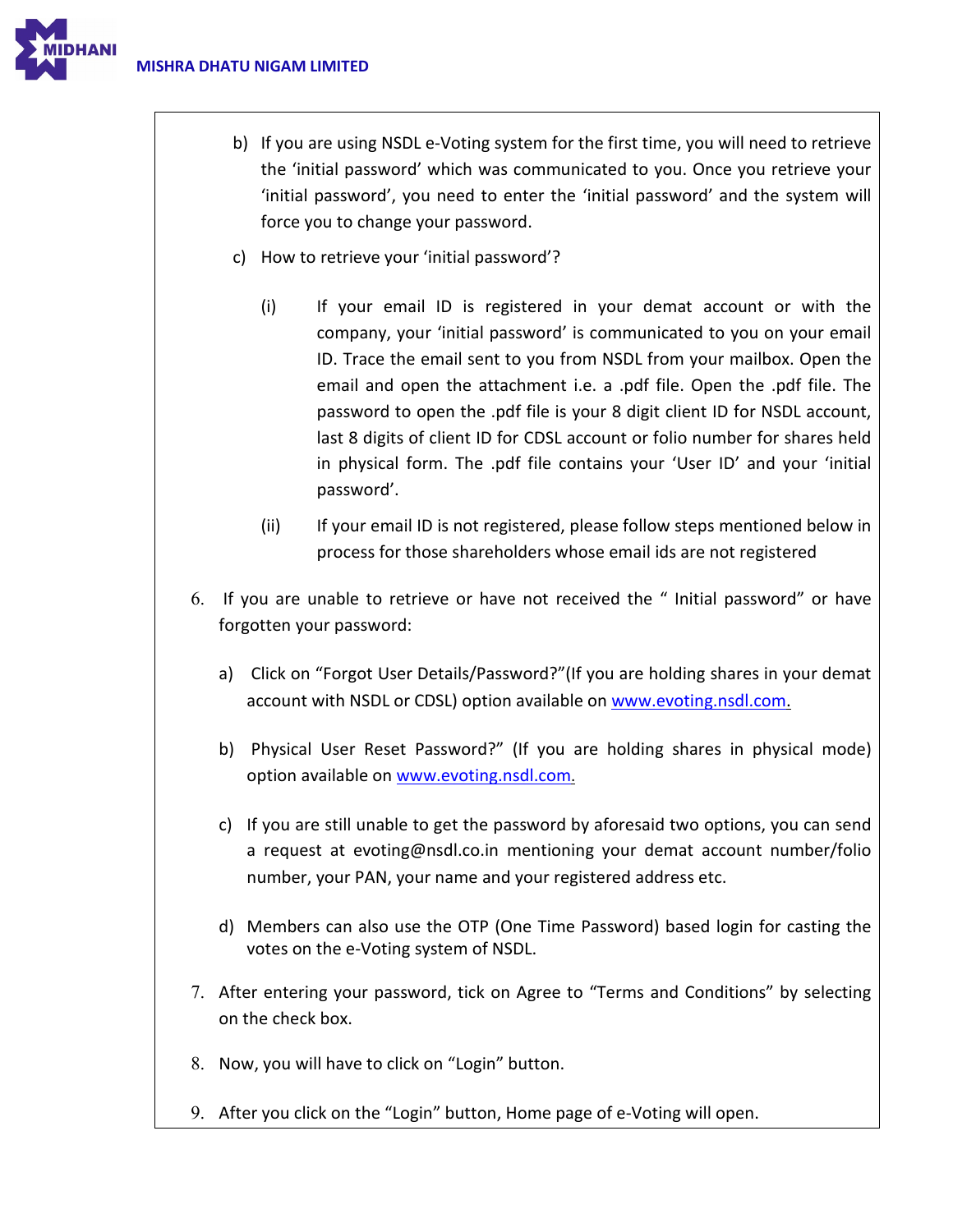b) If you are using NSDL e-Voting system for the first time, you will need to retrieve the 'initial password' which was communicated to you. Once you retrieve your 'initial password', you need to enter the 'initial password' and the system will force you to change your password.

c) How to retrieve your 'initial password'?

   (i) If your email ID is registered in your demat account or with the company, your 'initial password' is communicated to you on your email ID. Trace the email sent to you from NSDL from your mailbox. Open the email and open the attachment i.e. a .pdf file. Open the .pdf file. The password to open the .pdf file is your 8 digit client ID for NSDL account, last 8 digits of client ID for CDSL account or folio number for shares held in physical form. The .pdf file contains your 'User ID' and your 'initial password'.

   (ii) If your email ID is not registered, please follow steps mentioned below in process for those shareholders whose email ids are not registered

6. If you are unable to retrieve or have not received the " Initial password" or have forgotten your password:

   a) Click on "Forgot User Details/Password?"(If you are holding shares in your demat account with NSDL or CDSL) option available on www.evoting.nsdl.com.

   b) Physical User Reset Password?" (If you are holding shares in physical mode) option available on www.evoting.nsdl.com.

   c) If you are still unable to get the password by aforesaid two options, you can send a request at evoting@nsdl.co.in mentioning your demat account number/folio number, your PAN, your name and your registered address etc.

   d) Members can also use the OTP (One Time Password) based login for casting the votes on the e-Voting system of NSDL.

7. After entering your password, tick on Agree to "Terms and Conditions" by selecting on the check box.

8. Now, you will have to click on "Login" button.

9. After you click on the "Login" button, Home page of e-Voting will open.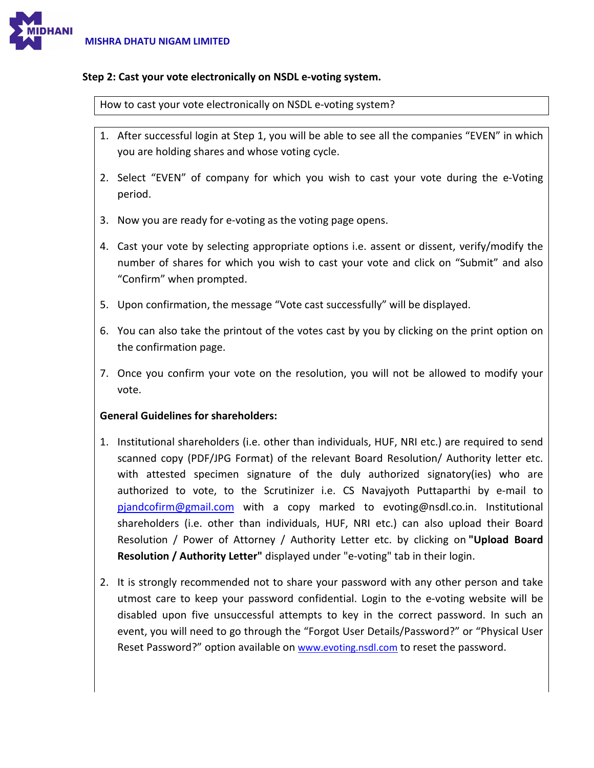**Step 2: Cast your vote electronically on NSDL e-voting system.**

How to cast your vote electronically on NSDL e-voting system?

1. After successful login at Step 1, you will be able to see all the companies "EVEN" in which you are holding shares and whose voting cycle.
2. Select "EVEN" of company for which you wish to cast your vote during the e-Voting period.
3. Now you are ready for e-voting as the voting page opens.
4. Cast your vote by selecting appropriate options i.e. assent or dissent, verify/modify the number of shares for which you wish to cast your vote and click on "Submit" and also "Confirm" when prompted.
5. Upon confirmation, the message "Vote cast successfully" will be displayed.
6. You can also take the printout of the votes cast by you by clicking on the print option on the confirmation page.
7. Once you confirm your vote on the resolution, you will not be allowed to modify your vote.

**General Guidelines for shareholders:**

1. Institutional shareholders (i.e. other than individuals, HUF, NRI etc.) are required to send scanned copy (PDF/JPG Format) of the relevant Board Resolution/ Authority letter etc. with attested specimen signature of the duly authorized signatory(ies) who are authorized to vote, to the Scrutinizer i.e. CS Navajyoth Puttaparthi by e-mail to pjandcofirm@gmail.com with a copy marked to evoting@nsdl.co.in. Institutional shareholders (i.e. other than individuals, HUF, NRI etc.) can also upload their Board Resolution / Power of Attorney / Authority Letter etc. by clicking on **"Upload Board Resolution / Authority Letter"** displayed under "e-voting" tab in their login.
2. It is strongly recommended not to share your password with any other person and take utmost care to keep your password confidential. Login to the e-voting website will be disabled upon five unsuccessful attempts to key in the correct password. In such an event, you will need to go through the "Forgot User Details/Password?" or "Physical User Reset Password?" option available on www.evoting.nsdl.com to reset the password.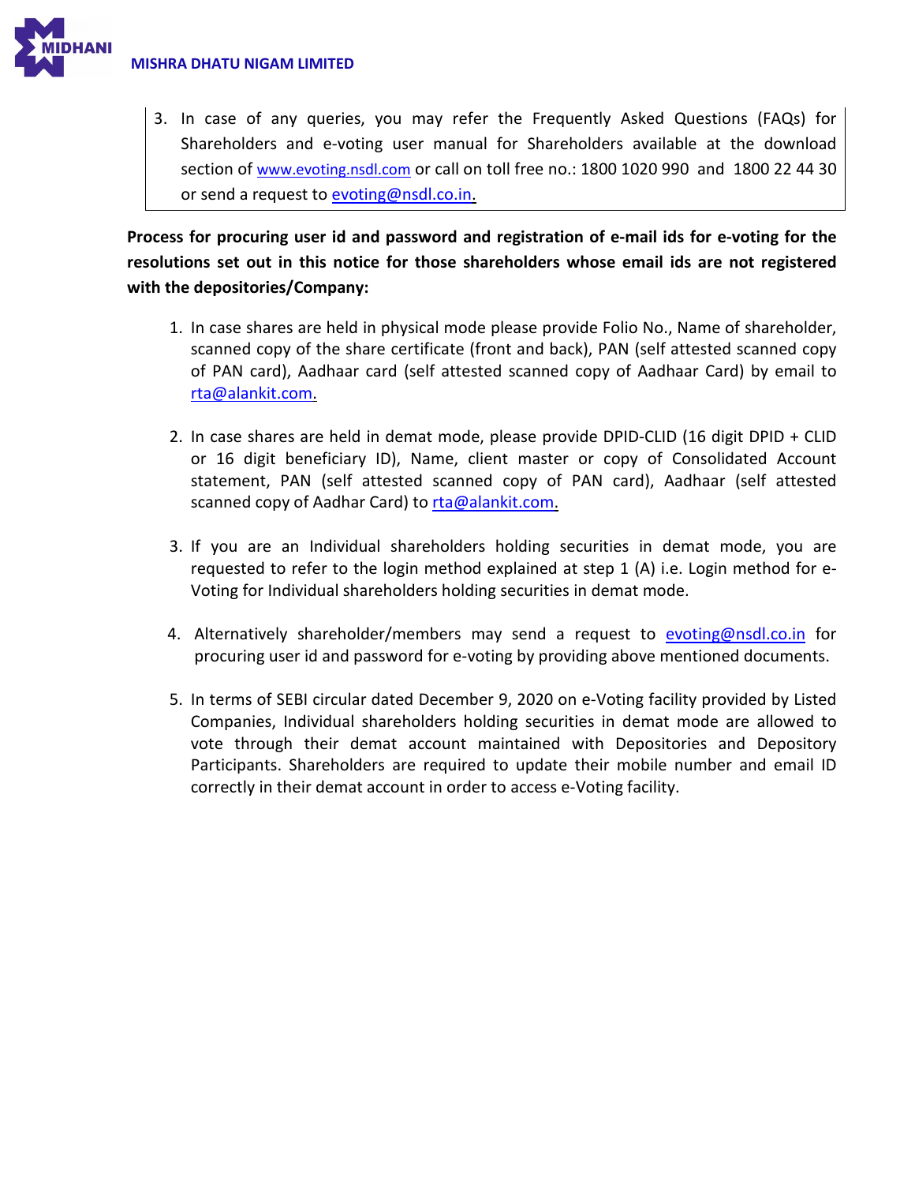3. In case of any queries, you may refer the Frequently Asked Questions (FAQs) for Shareholders and e-voting user manual for Shareholders available at the download section of www.evoting.nsdl.com or call on toll free no.: 1800 1020 990 and 1800 22 44 30 or send a request to evoting@nsdl.co.in.

**Process for procuring user id and password and registration of e-mail ids for e-voting for the resolutions set out in this notice for those shareholders whose email ids are not registered with the depositories/Company:**

1. In case shares are held in physical mode please provide Folio No., Name of shareholder, scanned copy of the share certificate (front and back), PAN (self attested scanned copy of PAN card), Aadhaar card (self attested scanned copy of Aadhaar Card) by email to rta@alankit.com.

2. In case shares are held in demat mode, please provide DPID-CLID (16 digit DPID + CLID or 16 digit beneficiary ID), Name, client master or copy of Consolidated Account statement, PAN (self attested scanned copy of PAN card), Aadhaar (self attested scanned copy of Aadhar Card) to rta@alankit.com.

3. If you are an Individual shareholders holding securities in demat mode, you are requested to refer to the login method explained at step 1 (A) i.e. Login method for e-Voting for Individual shareholders holding securities in demat mode.

4. Alternatively shareholder/members may send a request to evoting@nsdl.co.in for procuring user id and password for e-voting by providing above mentioned documents.

5. In terms of SEBI circular dated December 9, 2020 on e-Voting facility provided by Listed Companies, Individual shareholders holding securities in demat mode are allowed to vote through their demat account maintained with Depositories and Depository Participants. Shareholders are required to update their mobile number and email ID correctly in their demat account in order to access e-Voting facility.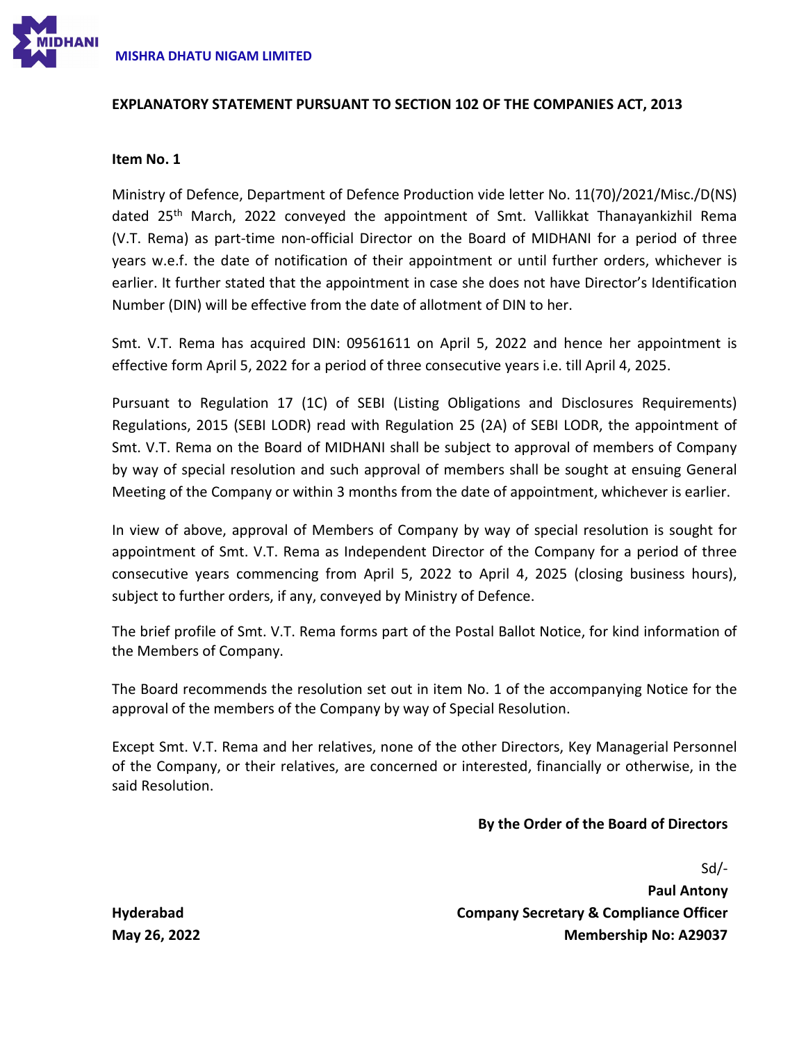MISHRA DHATU NIGAM LIMITED

## EXPLANATORY STATEMENT PURSUANT TO SECTION 102 OF THE COMPANIES ACT, 2013

**Item No. 1**

Ministry of Defence, Department of Defence Production vide letter No. 11(70)/2021/Misc./D(NS) dated 25th March, 2022 conveyed the appointment of Smt. Vallikkat Thanayankizhil Rema (V.T. Rema) as part-time non-official Director on the Board of MIDHANI for a period of three years w.e.f. the date of notification of their appointment or until further orders, whichever is earlier. It further stated that the appointment in case she does not have Director's Identification Number (DIN) will be effective from the date of allotment of DIN to her.

Smt. V.T. Rema has acquired DIN: 09561611 on April 5, 2022 and hence her appointment is effective form April 5, 2022 for a period of three consecutive years i.e. till April 4, 2025.

Pursuant to Regulation 17 (1C) of SEBI (Listing Obligations and Disclosures Requirements) Regulations, 2015 (SEBI LODR) read with Regulation 25 (2A) of SEBI LODR, the appointment of Smt. V.T. Rema on the Board of MIDHANI shall be subject to approval of members of Company by way of special resolution and such approval of members shall be sought at ensuing General Meeting of the Company or within 3 months from the date of appointment, whichever is earlier.

In view of above, approval of Members of Company by way of special resolution is sought for appointment of Smt. V.T. Rema as Independent Director of the Company for a period of three consecutive years commencing from April 5, 2022 to April 4, 2025 (closing business hours), subject to further orders, if any, conveyed by Ministry of Defence.

The brief profile of Smt. V.T. Rema forms part of the Postal Ballot Notice, for kind information of the Members of Company.

The Board recommends the resolution set out in item No. 1 of the accompanying Notice for the approval of the members of the Company by way of Special Resolution.

Except Smt. V.T. Rema and her relatives, none of the other Directors, Key Managerial Personnel of the Company, or their relatives, are concerned or interested, financially or otherwise, in the said Resolution.

**By the Order of the Board of Directors**

Sd/-

**Paul Antony**
**Company Secretary & Compliance Officer**
**Membership No: A29037**

**Hyderabad**
**May 26, 2022**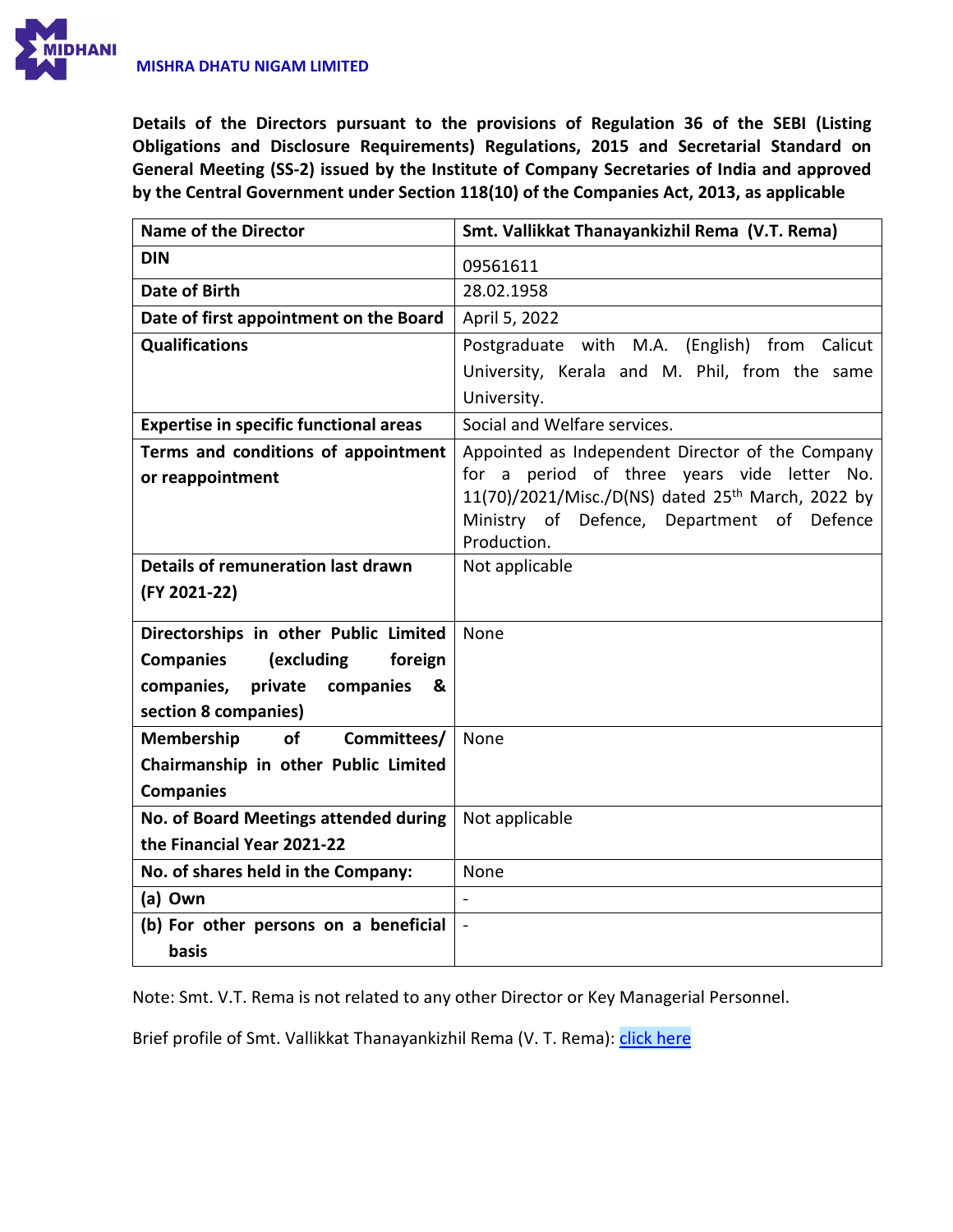MISHRA DHATU NIGAM LIMITED

**Details of the Directors pursuant to the provisions of Regulation 36 of the SEBI (Listing Obligations and Disclosure Requirements) Regulations, 2015 and Secretarial Standard on General Meeting (SS-2) issued by the Institute of Company Secretaries of India and approved by the Central Government under Section 118(10) of the Companies Act, 2013, as applicable**

| **Name of the Director** | **Smt. Vallikkat Thanayankizhil Rema (V.T. Rema)** |
|---|---|
| **DIN** | 09561611 |
| **Date of Birth** | 28.02.1958 |
| **Date of first appointment on the Board** | April 5, 2022 |
| **Qualifications** | Postgraduate with M.A. (English) from Calicut University, Kerala and M. Phil, from the same University. |
| **Expertise in specific functional areas** | Social and Welfare services. |
| **Terms and conditions of appointment or reappointment** | Appointed as Independent Director of the Company for a period of three years vide letter No. 11(70)/2021/Misc./D(NS) dated 25th March, 2022 by Ministry of Defence, Department of Defence Production. |
| **Details of remuneration last drawn (FY 2021-22)** | Not applicable |
| **Directorships in other Public Limited Companies (excluding foreign companies, private companies & section 8 companies)** | None |
| **Membership of Committees/ Chairmanship in other Public Limited Companies** | None |
| **No. of Board Meetings attended during the Financial Year 2021-22** | Not applicable |
| **No. of shares held in the Company:** | None |
| **(a) Own** | - |
| **(b) For other persons on a beneficial basis** | - |

Note: Smt. V.T. Rema is not related to any other Director or Key Managerial Personnel.

Brief profile of Smt. Vallikkat Thanayankizhil Rema (V. T. Rema): click here